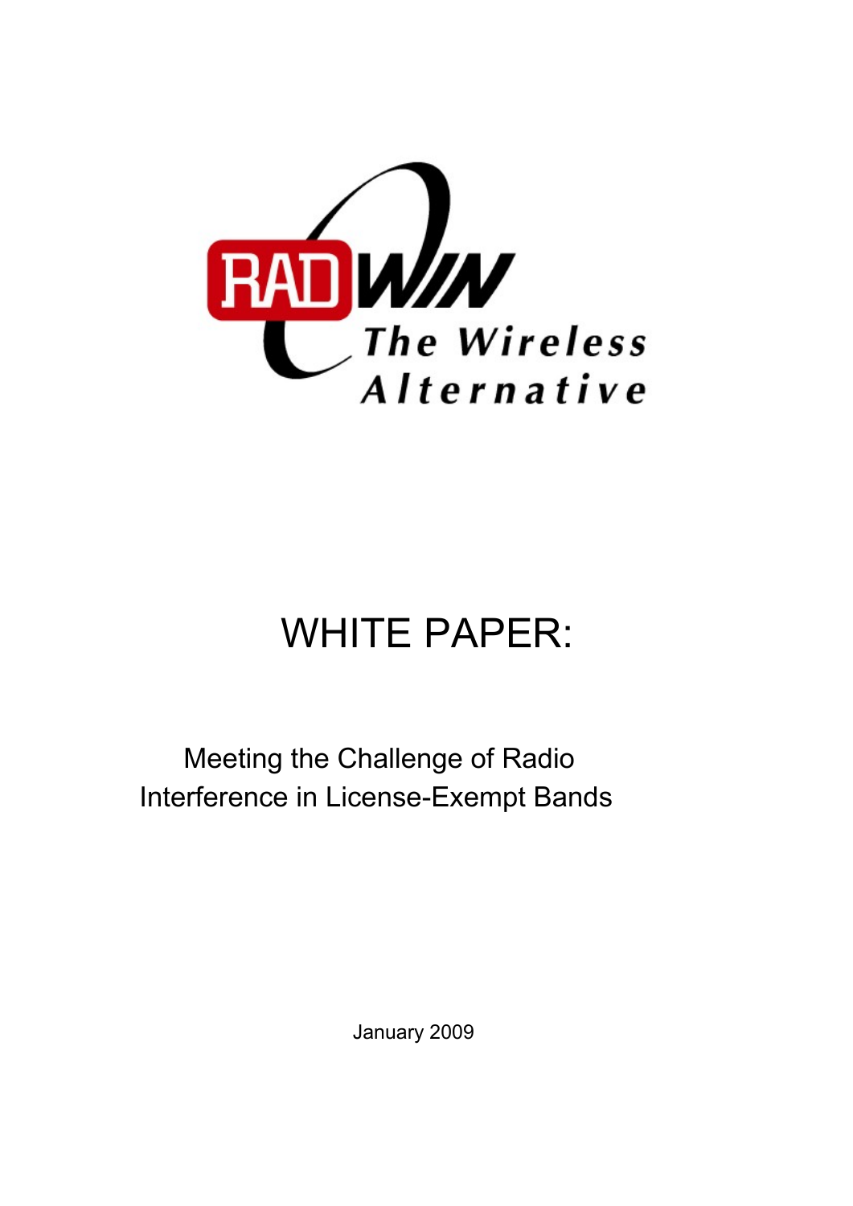RADWIN

The Wireless Alternative

# WHITE PAPER:

Meeting the Challenge of Radio Interference in License-Exempt Bands

January 2009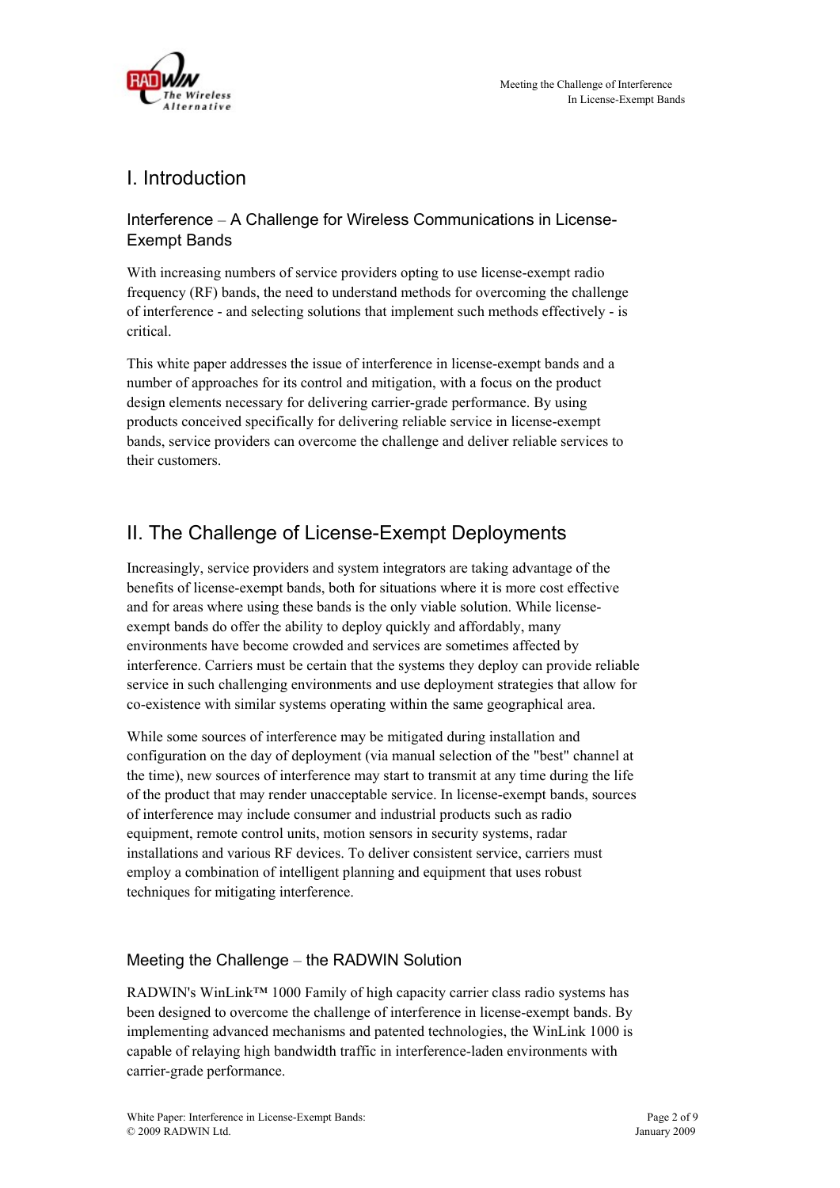# I. Introduction

## Interference – A Challenge for Wireless Communications in License-Exempt Bands

With increasing numbers of service providers opting to use license-exempt radio frequency (RF) bands, the need to understand methods for overcoming the challenge of interference - and selecting solutions that implement such methods effectively - is critical.

This white paper addresses the issue of interference in license-exempt bands and a number of approaches for its control and mitigation, with a focus on the product design elements necessary for delivering carrier-grade performance. By using products conceived specifically for delivering reliable service in license-exempt bands, service providers can overcome the challenge and deliver reliable services to their customers.

# II. The Challenge of License-Exempt Deployments

Increasingly, service providers and system integrators are taking advantage of the benefits of license-exempt bands, both for situations where it is more cost effective and for areas where using these bands is the only viable solution. While license-exempt bands do offer the ability to deploy quickly and affordably, many environments have become crowded and services are sometimes affected by interference. Carriers must be certain that the systems they deploy can provide reliable service in such challenging environments and use deployment strategies that allow for co-existence with similar systems operating within the same geographical area.

While some sources of interference may be mitigated during installation and configuration on the day of deployment (via manual selection of the "best" channel at the time), new sources of interference may start to transmit at any time during the life of the product that may render unacceptable service. In license-exempt bands, sources of interference may include consumer and industrial products such as radio equipment, remote control units, motion sensors in security systems, radar installations and various RF devices. To deliver consistent service, carriers must employ a combination of intelligent planning and equipment that uses robust techniques for mitigating interference.

## Meeting the Challenge – the RADWIN Solution

RADWIN's WinLink™ 1000 Family of high capacity carrier class radio systems has been designed to overcome the challenge of interference in license-exempt bands. By implementing advanced mechanisms and patented technologies, the WinLink 1000 is capable of relaying high bandwidth traffic in interference-laden environments with carrier-grade performance.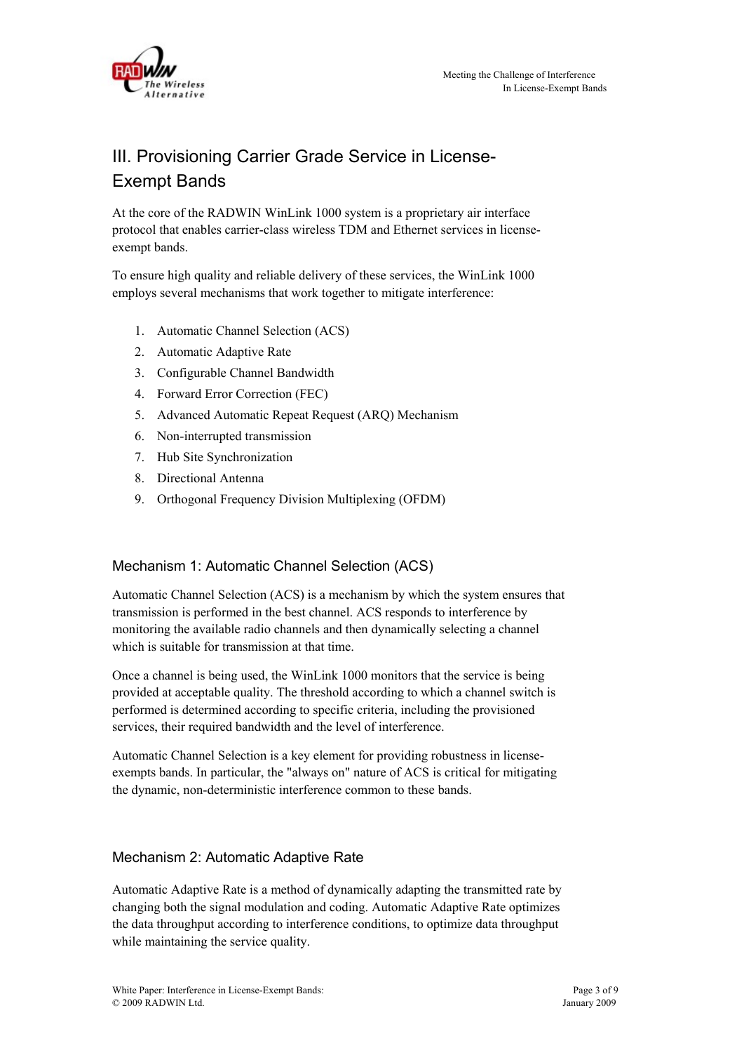## III. Provisioning Carrier Grade Service in License-Exempt Bands

At the core of the RADWIN WinLink 1000 system is a proprietary air interface protocol that enables carrier-class wireless TDM and Ethernet services in license-exempt bands.

To ensure high quality and reliable delivery of these services, the WinLink 1000 employs several mechanisms that work together to mitigate interference:

1. Automatic Channel Selection (ACS)
2. Automatic Adaptive Rate
3. Configurable Channel Bandwidth
4. Forward Error Correction (FEC)
5. Advanced Automatic Repeat Request (ARQ) Mechanism
6. Non-interrupted transmission
7. Hub Site Synchronization
8. Directional Antenna
9. Orthogonal Frequency Division Multiplexing (OFDM)

### Mechanism 1: Automatic Channel Selection (ACS)

Automatic Channel Selection (ACS) is a mechanism by which the system ensures that transmission is performed in the best channel. ACS responds to interference by monitoring the available radio channels and then dynamically selecting a channel which is suitable for transmission at that time.

Once a channel is being used, the WinLink 1000 monitors that the service is being provided at acceptable quality. The threshold according to which a channel switch is performed is determined according to specific criteria, including the provisioned services, their required bandwidth and the level of interference.

Automatic Channel Selection is a key element for providing robustness in license-exempts bands. In particular, the "always on" nature of ACS is critical for mitigating the dynamic, non-deterministic interference common to these bands.

### Mechanism 2: Automatic Adaptive Rate

Automatic Adaptive Rate is a method of dynamically adapting the transmitted rate by changing both the signal modulation and coding. Automatic Adaptive Rate optimizes the data throughput according to interference conditions, to optimize data throughput while maintaining the service quality.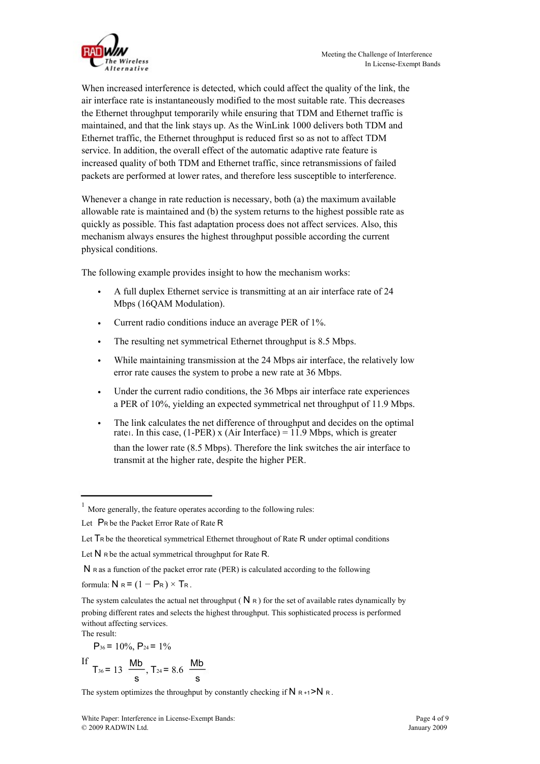When increased interference is detected, which could affect the quality of the link, the air interface rate is instantaneously modified to the most suitable rate. This decreases the Ethernet throughput temporarily while ensuring that TDM and Ethernet traffic is maintained, and that the link stays up. As the WinLink 1000 delivers both TDM and Ethernet traffic, the Ethernet throughput is reduced first so as not to affect TDM service. In addition, the overall effect of the automatic adaptive rate feature is increased quality of both TDM and Ethernet traffic, since retransmissions of failed packets are performed at lower rates, and therefore less susceptible to interference.

Whenever a change in rate reduction is necessary, both (a) the maximum available allowable rate is maintained and (b) the system returns to the highest possible rate as quickly as possible. This fast adaptation process does not affect services. Also, this mechanism always ensures the highest throughput possible according the current physical conditions.

The following example provides insight to how the mechanism works:

- A full duplex Ethernet service is transmitting at an air interface rate of 24 Mbps (16QAM Modulation).
- Current radio conditions induce an average PER of 1%.
- The resulting net symmetrical Ethernet throughput is 8.5 Mbps.
- While maintaining transmission at the 24 Mbps air interface, the relatively low error rate causes the system to probe a new rate at 36 Mbps.
- Under the current radio conditions, the 36 Mbps air interface rate experiences a PER of 10%, yielding an expected symmetrical net throughput of 11.9 Mbps.
- The link calculates the net difference of throughput and decides on the optimal rate[1]. In this case, (1-PER) x (Air Interface) = 11.9 Mbps, which is greater than the lower rate (8.5 Mbps). Therefore the link switches the air interface to transmit at the higher rate, despite the higher PER.

---

[1] More generally, the feature operates according to the following rules:

Let $P_R$ be the Packet Error Rate of Rate $R$

Let $T_R$ be the theoretical symmetrical Ethernet throughout of Rate $R$ under optimal conditions

Let $N_R$ be the actual symmetrical throughput for Rate $R$.

$N_R$ as a function of the packet error rate (PER) is calculated according to the following formula: $N_R = (1 - P_R) \times T_R$.

The system calculates the actual net throughput ( $N_R$ ) for the set of available rates dynamically by probing different rates and selects the highest throughput. This sophisticated process is performed without affecting services.

The result:

$P_{36} = 10\%$, $P_{24} = 1\%$

If $T_{36} = 13 \ \frac{Mb}{s}$, $T_{24} = 8.6 \ \frac{Mb}{s}$

The system optimizes the throughput by constantly checking if $N_{R+1} > N_R$.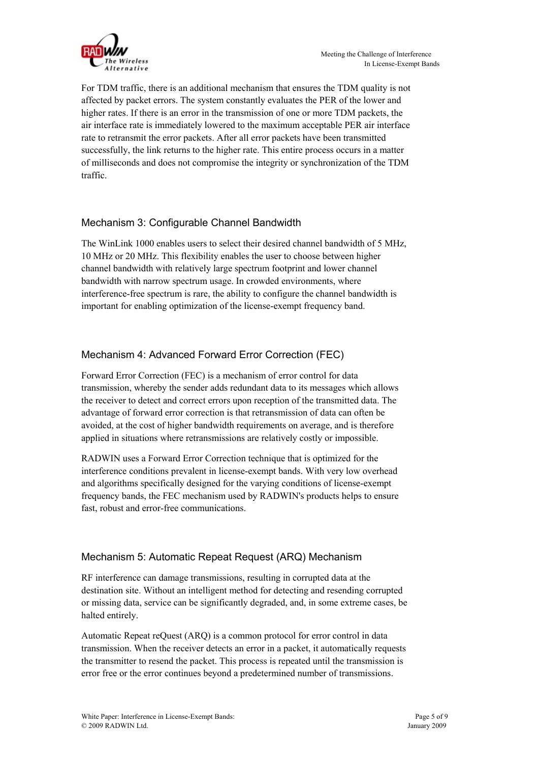For TDM traffic, there is an additional mechanism that ensures the TDM quality is not affected by packet errors. The system constantly evaluates the PER of the lower and higher rates. If there is an error in the transmission of one or more TDM packets, the air interface rate is immediately lowered to the maximum acceptable PER air interface rate to retransmit the error packets. After all error packets have been transmitted successfully, the link returns to the higher rate. This entire process occurs in a matter of milliseconds and does not compromise the integrity or synchronization of the TDM traffic.

## Mechanism 3: Configurable Channel Bandwidth

The WinLink 1000 enables users to select their desired channel bandwidth of 5 MHz, 10 MHz or 20 MHz. This flexibility enables the user to choose between higher channel bandwidth with relatively large spectrum footprint and lower channel bandwidth with narrow spectrum usage. In crowded environments, where interference-free spectrum is rare, the ability to configure the channel bandwidth is important for enabling optimization of the license-exempt frequency band.

## Mechanism 4: Advanced Forward Error Correction (FEC)

Forward Error Correction (FEC) is a mechanism of error control for data transmission, whereby the sender adds redundant data to its messages which allows the receiver to detect and correct errors upon reception of the transmitted data. The advantage of forward error correction is that retransmission of data can often be avoided, at the cost of higher bandwidth requirements on average, and is therefore applied in situations where retransmissions are relatively costly or impossible.

RADWIN uses a Forward Error Correction technique that is optimized for the interference conditions prevalent in license-exempt bands. With very low overhead and algorithms specifically designed for the varying conditions of license-exempt frequency bands, the FEC mechanism used by RADWIN's products helps to ensure fast, robust and error-free communications.

## Mechanism 5: Automatic Repeat Request (ARQ) Mechanism

RF interference can damage transmissions, resulting in corrupted data at the destination site. Without an intelligent method for detecting and resending corrupted or missing data, service can be significantly degraded, and, in some extreme cases, be halted entirely.

Automatic Repeat reQuest (ARQ) is a common protocol for error control in data transmission. When the receiver detects an error in a packet, it automatically requests the transmitter to resend the packet. This process is repeated until the transmission is error free or the error continues beyond a predetermined number of transmissions.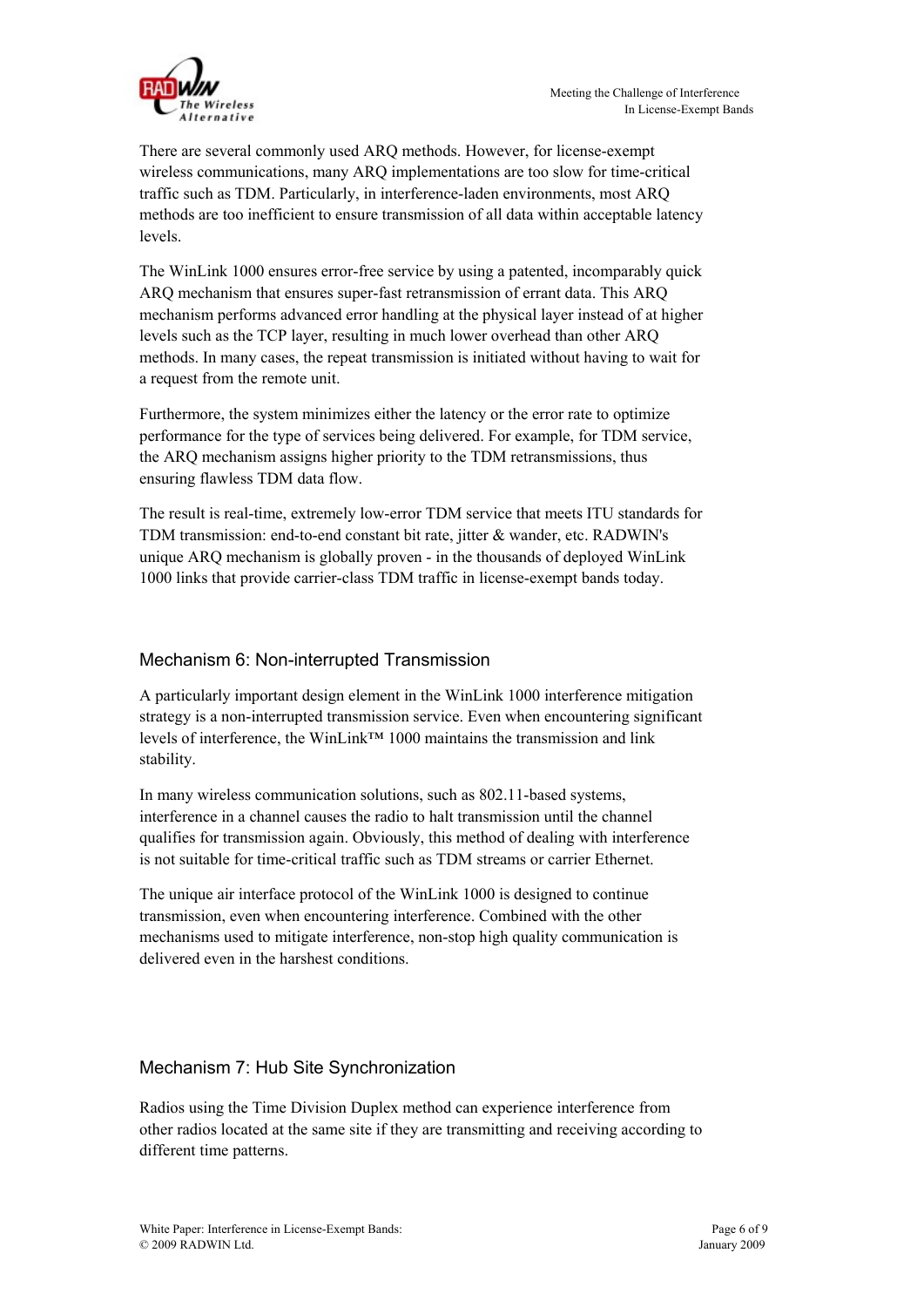There are several commonly used ARQ methods. However, for license-exempt wireless communications, many ARQ implementations are too slow for time-critical traffic such as TDM. Particularly, in interference-laden environments, most ARQ methods are too inefficient to ensure transmission of all data within acceptable latency levels.

The WinLink 1000 ensures error-free service by using a patented, incomparably quick ARQ mechanism that ensures super-fast retransmission of errant data. This ARQ mechanism performs advanced error handling at the physical layer instead of at higher levels such as the TCP layer, resulting in much lower overhead than other ARQ methods. In many cases, the repeat transmission is initiated without having to wait for a request from the remote unit.

Furthermore, the system minimizes either the latency or the error rate to optimize performance for the type of services being delivered. For example, for TDM service, the ARQ mechanism assigns higher priority to the TDM retransmissions, thus ensuring flawless TDM data flow.

The result is real-time, extremely low-error TDM service that meets ITU standards for TDM transmission: end-to-end constant bit rate, jitter & wander, etc. RADWIN's unique ARQ mechanism is globally proven - in the thousands of deployed WinLink 1000 links that provide carrier-class TDM traffic in license-exempt bands today.

## Mechanism 6: Non-interrupted Transmission

A particularly important design element in the WinLink 1000 interference mitigation strategy is a non-interrupted transmission service. Even when encountering significant levels of interference, the WinLink™ 1000 maintains the transmission and link stability.

In many wireless communication solutions, such as 802.11-based systems, interference in a channel causes the radio to halt transmission until the channel qualifies for transmission again. Obviously, this method of dealing with interference is not suitable for time-critical traffic such as TDM streams or carrier Ethernet.

The unique air interface protocol of the WinLink 1000 is designed to continue transmission, even when encountering interference. Combined with the other mechanisms used to mitigate interference, non-stop high quality communication is delivered even in the harshest conditions.

## Mechanism 7: Hub Site Synchronization

Radios using the Time Division Duplex method can experience interference from other radios located at the same site if they are transmitting and receiving according to different time patterns.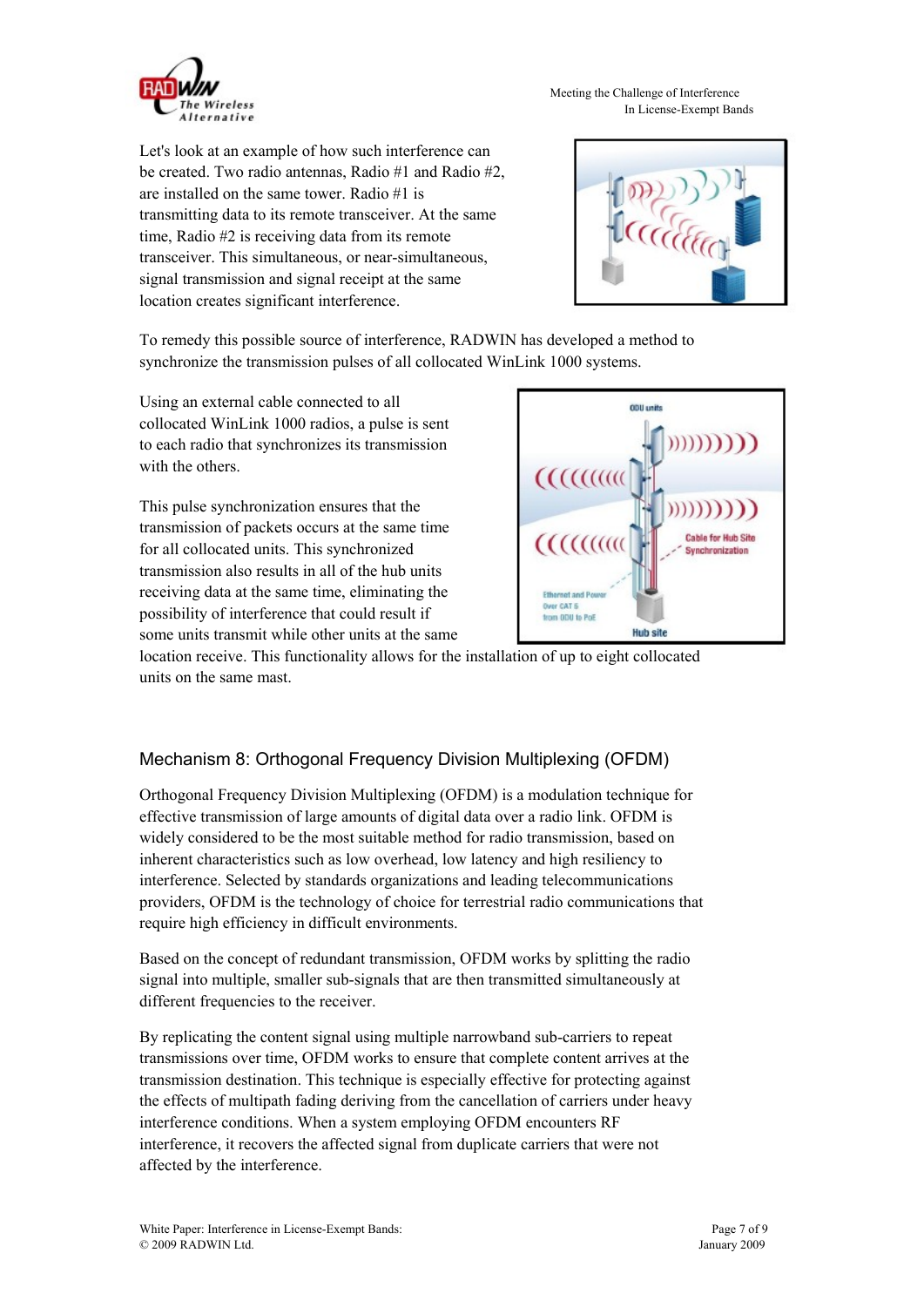Let's look at an example of how such interference can be created. Two radio antennas, Radio #1 and Radio #2, are installed on the same tower. Radio #1 is transmitting data to its remote transceiver. At the same time, Radio #2 is receiving data from its remote transceiver. This simultaneous, or near-simultaneous, signal transmission and signal receipt at the same location creates significant interference.

To remedy this possible source of interference, RADWIN has developed a method to synchronize the transmission pulses of all collocated WinLink 1000 systems.

Using an external cable connected to all collocated WinLink 1000 radios, a pulse is sent to each radio that synchronizes its transmission with the others.

This pulse synchronization ensures that the transmission of packets occurs at the same time for all collocated units. This synchronized transmission also results in all of the hub units receiving data at the same time, eliminating the possibility of interference that could result if some units transmit while other units at the same location receive. This functionality allows for the installation of up to eight collocated units on the same mast.

## Mechanism 8: Orthogonal Frequency Division Multiplexing (OFDM)

Orthogonal Frequency Division Multiplexing (OFDM) is a modulation technique for effective transmission of large amounts of digital data over a radio link. OFDM is widely considered to be the most suitable method for radio transmission, based on inherent characteristics such as low overhead, low latency and high resiliency to interference. Selected by standards organizations and leading telecommunications providers, OFDM is the technology of choice for terrestrial radio communications that require high efficiency in difficult environments.

Based on the concept of redundant transmission, OFDM works by splitting the radio signal into multiple, smaller sub-signals that are then transmitted simultaneously at different frequencies to the receiver.

By replicating the content signal using multiple narrowband sub-carriers to repeat transmissions over time, OFDM works to ensure that complete content arrives at the transmission destination. This technique is especially effective for protecting against the effects of multipath fading deriving from the cancellation of carriers under heavy interference conditions. When a system employing OFDM encounters RF interference, it recovers the affected signal from duplicate carriers that were not affected by the interference.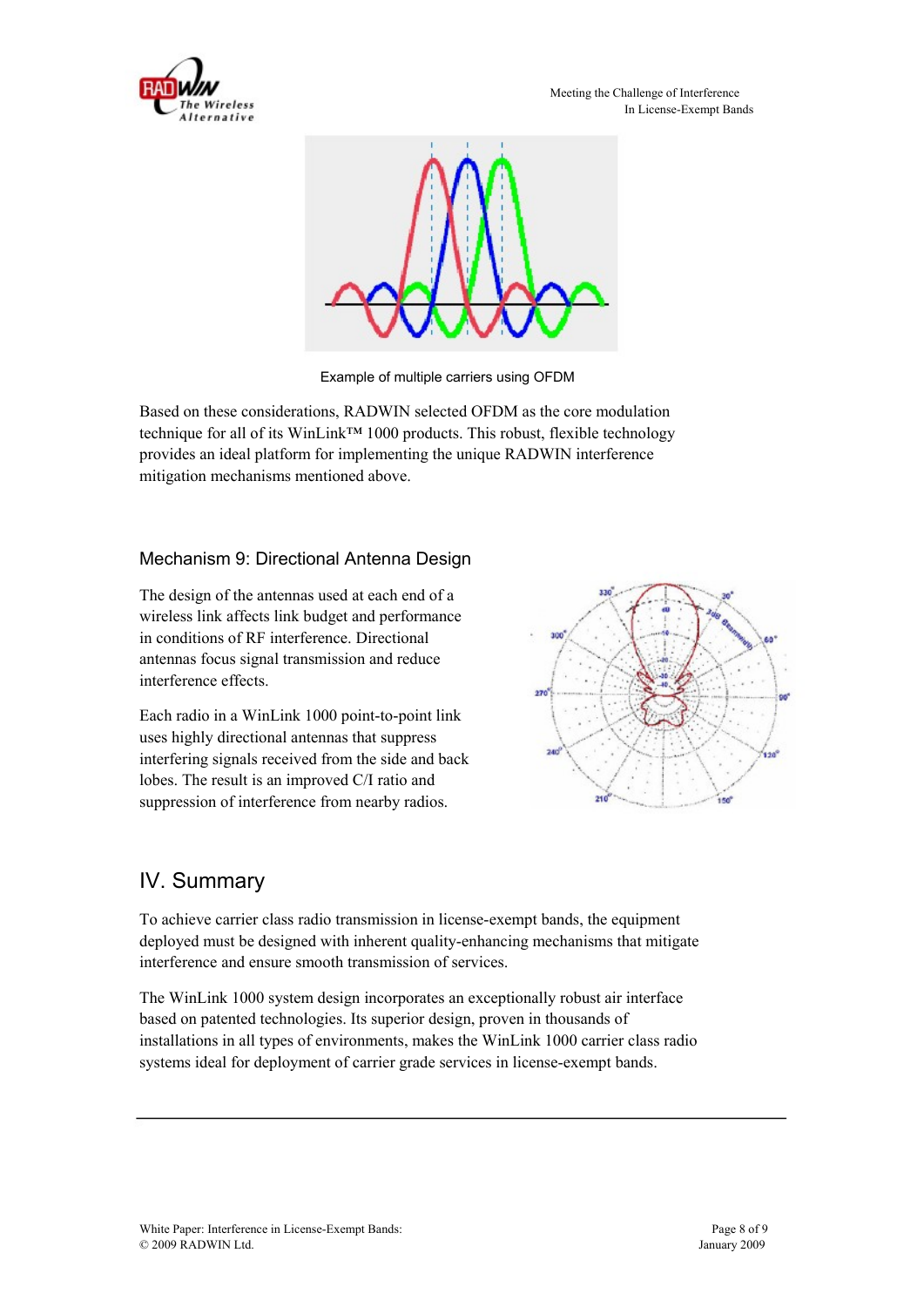Example of multiple carriers using OFDM

Based on these considerations, RADWIN selected OFDM as the core modulation technique for all of its WinLink™ 1000 products. This robust, flexible technology provides an ideal platform for implementing the unique RADWIN interference mitigation mechanisms mentioned above.

### Mechanism 9: Directional Antenna Design

The design of the antennas used at each end of a wireless link affects link budget and performance in conditions of RF interference. Directional antennas focus signal transmission and reduce interference effects.

Each radio in a WinLink 1000 point-to-point link uses highly directional antennas that suppress interfering signals received from the side and back lobes. The result is an improved C/I ratio and suppression of interference from nearby radios.

## IV. Summary

To achieve carrier class radio transmission in license-exempt bands, the equipment deployed must be designed with inherent quality-enhancing mechanisms that mitigate interference and ensure smooth transmission of services.

The WinLink 1000 system design incorporates an exceptionally robust air interface based on patented technologies. Its superior design, proven in thousands of installations in all types of environments, makes the WinLink 1000 carrier class radio systems ideal for deployment of carrier grade services in license-exempt bands.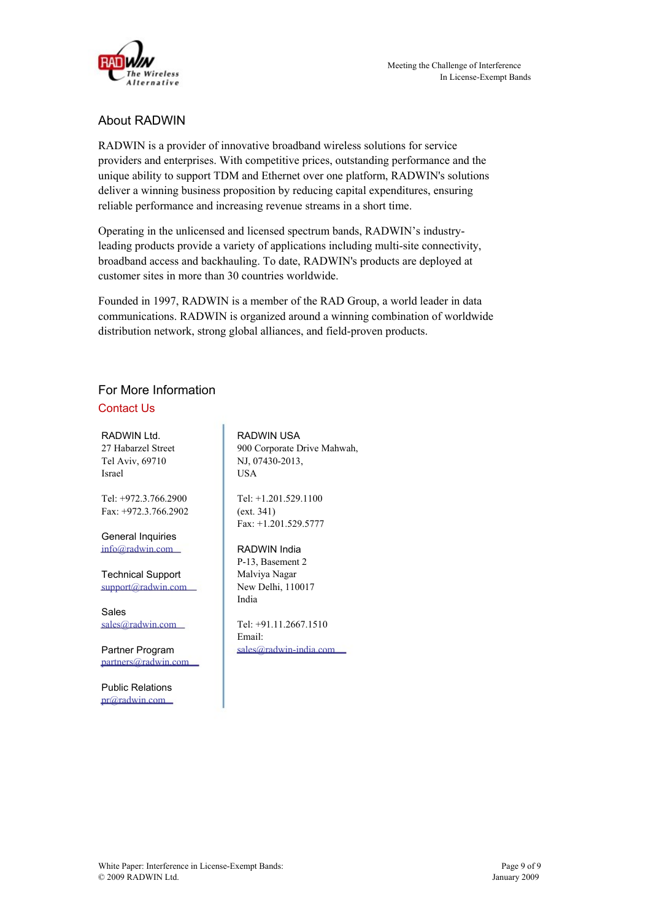## About RADWIN

RADWIN is a provider of innovative broadband wireless solutions for service providers and enterprises. With competitive prices, outstanding performance and the unique ability to support TDM and Ethernet over one platform, RADWIN's solutions deliver a winning business proposition by reducing capital expenditures, ensuring reliable performance and increasing revenue streams in a short time.

Operating in the unlicensed and licensed spectrum bands, RADWIN's industry-leading products provide a variety of applications including multi-site connectivity, broadband access and backhauling. To date, RADWIN's products are deployed at customer sites in more than 30 countries worldwide.

Founded in 1997, RADWIN is a member of the RAD Group, a world leader in data communications. RADWIN is organized around a winning combination of worldwide distribution network, strong global alliances, and field-proven products.

## For More Information

### Contact Us

RADWIN Ltd.
27 Habarzel Street
Tel Aviv, 69710
Israel

Tel: +972.3.766.2900
Fax: +972.3.766.2902

General Inquiries
info@radwin.com

Technical Support
support@radwin.com

Sales
sales@radwin.com

Partner Program
partners@radwin.com

Public Relations
pr@radwin.com

RADWIN USA
900 Corporate Drive Mahwah,
NJ, 07430-2013,
USA

Tel: +1.201.529.1100
(ext. 341)
Fax: +1.201.529.5777

RADWIN India
P-13, Basement 2
Malviya Nagar
New Delhi, 110017
India

Tel: +91.11.2667.1510
Email:
sales@radwin-india.com